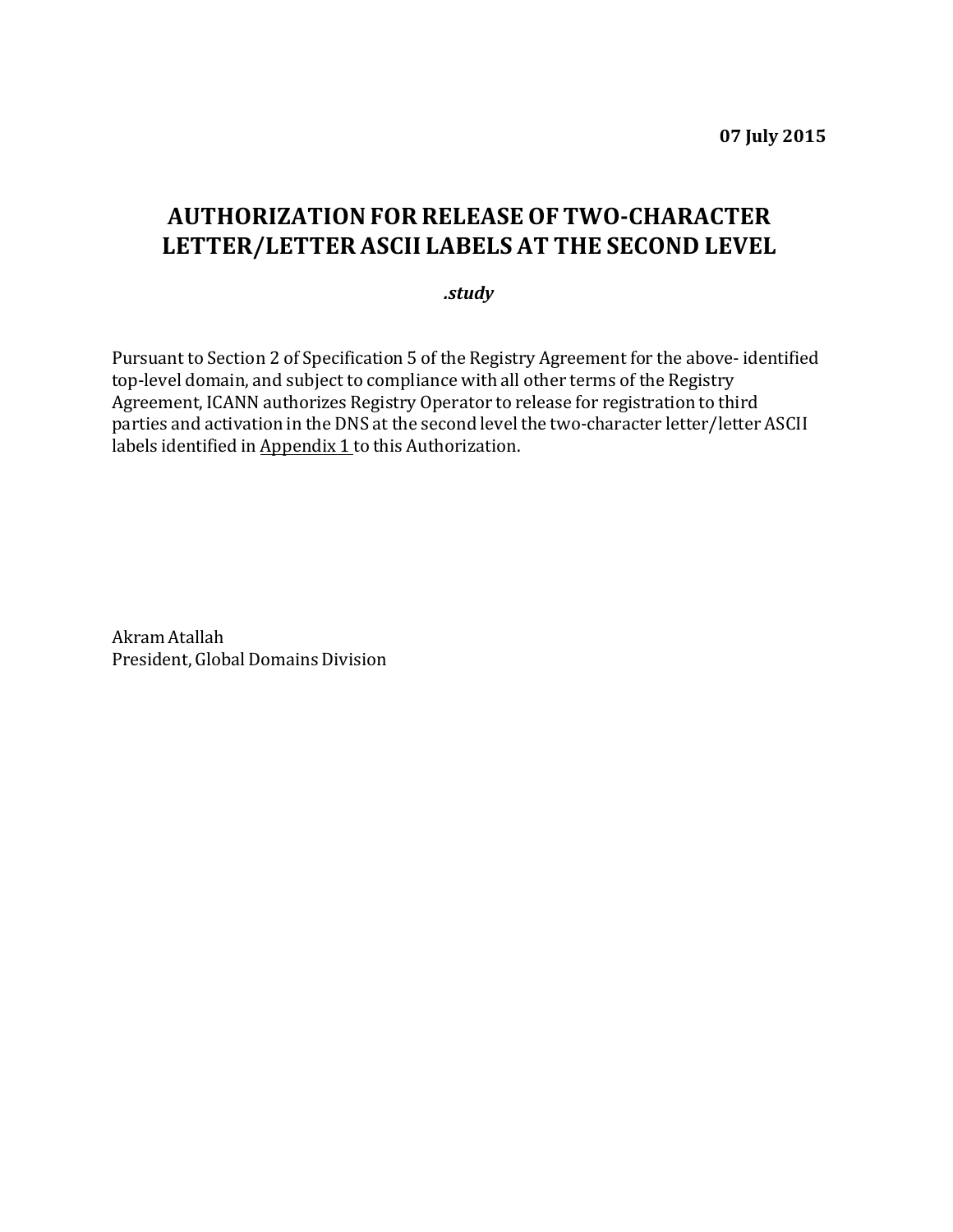**07 July 2015**

# AUTHORIZATION FOR RELEASE OF TWO-CHARACTER LETTER/LETTER ASCII LABELS AT THE SECOND LEVEL

***.study***

Pursuant to Section 2 of Specification 5 of the Registry Agreement for the above- identified top-level domain, and subject to compliance with all other terms of the Registry Agreement, ICANN authorizes Registry Operator to release for registration to third parties and activation in the DNS at the second level the two-character letter/letter ASCII labels identified in Appendix 1 to this Authorization.

Akram Atallah
President, Global Domains Division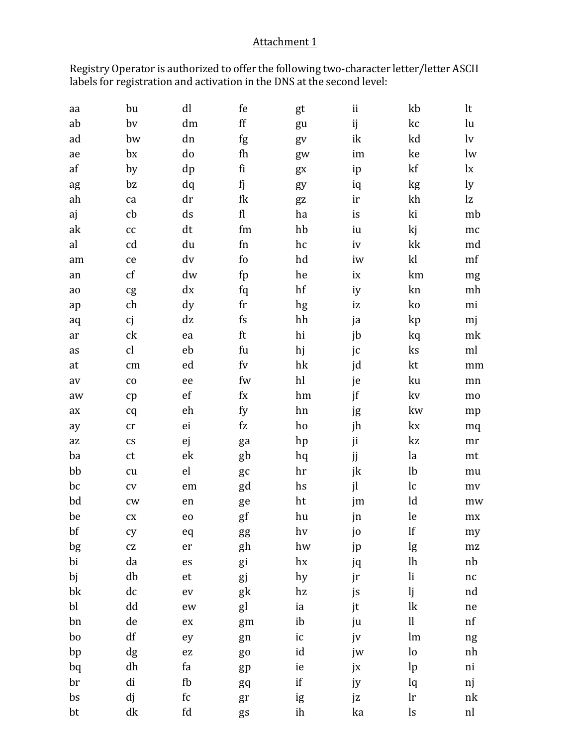Attachment 1

Registry Operator is authorized to offer the following two-character letter/letter ASCII labels for registration and activation in the DNS at the second level:

| | | | | | | | |
|---|---|---|---|---|---|---|---|
| aa | bu | dl | fe | gt | ii | kb | lt |
| ab | bv | dm | ff | gu | ij | kc | lu |
| ad | bw | dn | fg | gv | ik | kd | lv |
| ae | bx | do | fh | gw | im | ke | lw |
| af | by | dp | fi | gx | ip | kf | lx |
| ag | bz | dq | fj | gy | iq | kg | ly |
| ah | ca | dr | fk | gz | ir | kh | lz |
| aj | cb | ds | fl | ha | is | ki | mb |
| ak | cc | dt | fm | hb | iu | kj | mc |
| al | cd | du | fn | hc | iv | kk | md |
| am | ce | dv | fo | hd | iw | kl | mf |
| an | cf | dw | fp | he | ix | km | mg |
| ao | cg | dx | fq | hf | iy | kn | mh |
| ap | ch | dy | fr | hg | iz | ko | mi |
| aq | cj | dz | fs | hh | ja | kp | mj |
| ar | ck | ea | ft | hi | jb | kq | mk |
| as | cl | eb | fu | hj | jc | ks | ml |
| at | cm | ed | fv | hk | jd | kt | mm |
| av | co | ee | fw | hl | je | ku | mn |
| aw | cp | ef | fx | hm | jf | kv | mo |
| ax | cq | eh | fy | hn | jg | kw | mp |
| ay | cr | ei | fz | ho | jh | kx | mq |
| az | cs | ej | ga | hp | ji | kz | mr |
| ba | ct | ek | gb | hq | jj | la | mt |
| bb | cu | el | gc | hr | jk | lb | mu |
| bc | cv | em | gd | hs | jl | lc | mv |
| bd | cw | en | ge | ht | jm | ld | mw |
| be | cx | eo | gf | hu | jn | le | mx |
| bf | cy | eq | gg | hv | jo | lf | my |
| bg | cz | er | gh | hw | jp | lg | mz |
| bi | da | es | gi | hx | jq | lh | nb |
| bj | db | et | gj | hy | jr | li | nc |
| bk | dc | ev | gk | hz | js | lj | nd |
| bl | dd | ew | gl | ia | jt | lk | ne |
| bn | de | ex | gm | ib | ju | ll | nf |
| bo | df | ey | gn | ic | jv | lm | ng |
| bp | dg | ez | go | id | jw | lo | nh |
| bq | dh | fa | gp | ie | jx | lp | ni |
| br | di | fb | gq | if | jy | lq | nj |
| bs | dj | fc | gr | ig | jz | lr | nk |
| bt | dk | fd | gs | ih | ka | ls | nl |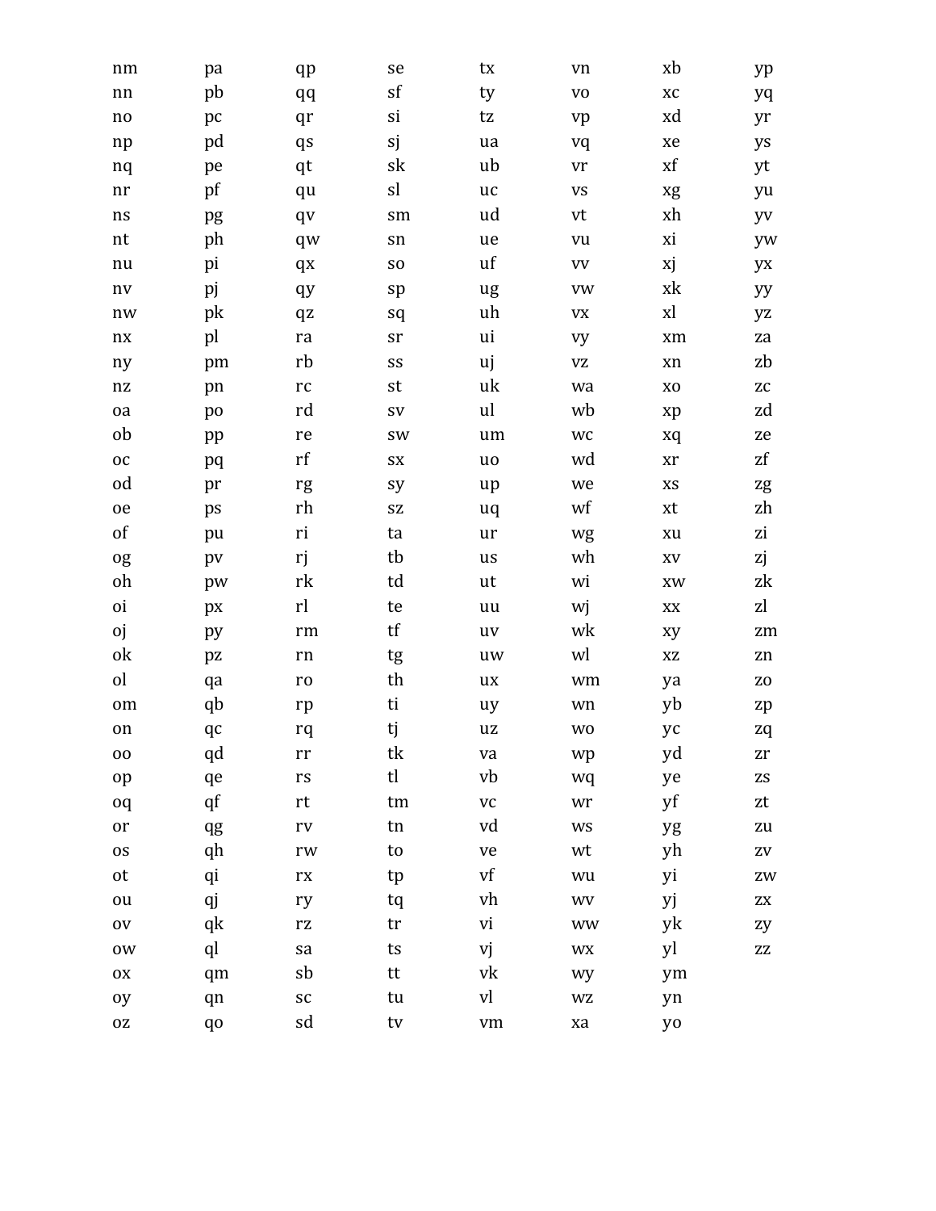nm
nn
no
np
nq
nr
ns
nt
nu
nv
nw
nx
ny
nz
oa
ob
oc
od
oe
of
og
oh
oi
oj
ok
ol
om
on
oo
op
oq
or
os
ot
ou
ov
ow
ox
oy
oz
pa
pb
pc
pd
pe
pf
pg
ph
pi
pj
pk
pl
pm
pn
po
pp
pq
pr
ps
pu
pv
pw
px
py
pz
qa
qb
qc
qd
qe
qf
qg
qh
qi
qj
qk
ql
qm
qn
qo
qp
qq
qr
qs
qt
qu
qv
qw
qx
qy
qz
ra
rb
rc
rd
re
rf
rg
rh
ri
rj
rk
rl
rm
rn
ro
rp
rq
rr
rs
rt
rv
rw
rx
ry
rz
sa
sb
sc
sd
se
sf
si
sj
sk
sl
sm
sn
so
sp
sq
sr
ss
st
sv
sw
sx
sy
sz
ta
tb
td
te
tf
tg
th
ti
tj
tk
tl
tm
tn
to
tp
tq
tr
ts
tt
tu
tv
tx
ty
tz
ua
ub
uc
ud
ue
uf
ug
uh
ui
uj
uk
ul
um
uo
up
uq
ur
us
ut
uu
uv
uw
ux
uy
uz
va
vb
vc
vd
ve
vf
vh
vi
vj
vk
vl
vm
vn
vo
vp
vq
vr
vs
vt
vu
vv
vw
vx
vy
vz
wa
wb
wc
wd
we
wf
wg
wh
wi
wj
wk
wl
wm
wn
wo
wp
wq
wr
ws
wt
wu
wv
ww
wx
wy
wz
xa
xb
xc
xd
xe
xf
xg
xh
xi
xj
xk
xl
xm
xn
xo
xp
xq
xr
xs
xt
xu
xv
xw
xx
xy
xz
ya
yb
yc
yd
ye
yf
yg
yh
yi
yj
yk
yl
ym
yn
yo
yp
yq
yr
ys
yt
yu
yv
yw
yx
yy
yz
za
zb
zc
zd
ze
zf
zg
zh
zi
zj
zk
zl
zm
zn
zo
zp
zq
zr
zs
zt
zu
zv
zw
zx
zy
zz